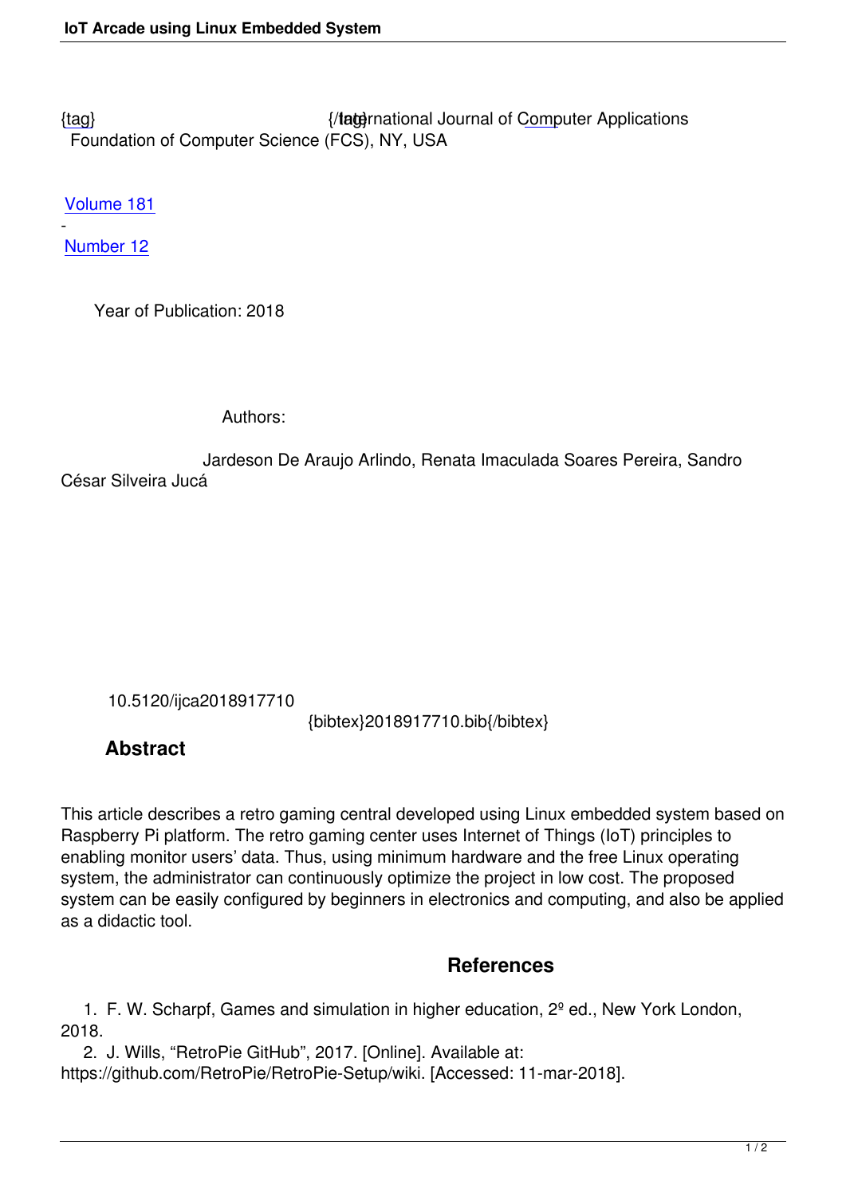{tag} {/tag} International Journal of Computer Applications
Foundation of Computer Science (FCS), NY, USA

Volume 181
-
Number 12

Year of Publication: 2018

Authors:

Jardeson De Araujo Arlindo, Renata Imaculada Soares Pereira, Sandro César Silveira Jucá

10.5120/ijca2018917710

{bibtex}2018917710.bib{/bibtex}

## Abstract

This article describes a retro gaming central developed using Linux embedded system based on Raspberry Pi platform. The retro gaming center uses Internet of Things (IoT) principles to enabling monitor users' data. Thus, using minimum hardware and the free Linux operating system, the administrator can continuously optimize the project in low cost. The proposed system can be easily configured by beginners in electronics and computing, and also be applied as a didactic tool.

## References

1. F. W. Scharpf, Games and simulation in higher education, 2º ed., New York London, 2018.
2. J. Wills, "RetroPie GitHub", 2017. [Online]. Available at: https://github.com/RetroPie/RetroPie-Setup/wiki. [Accessed: 11-mar-2018].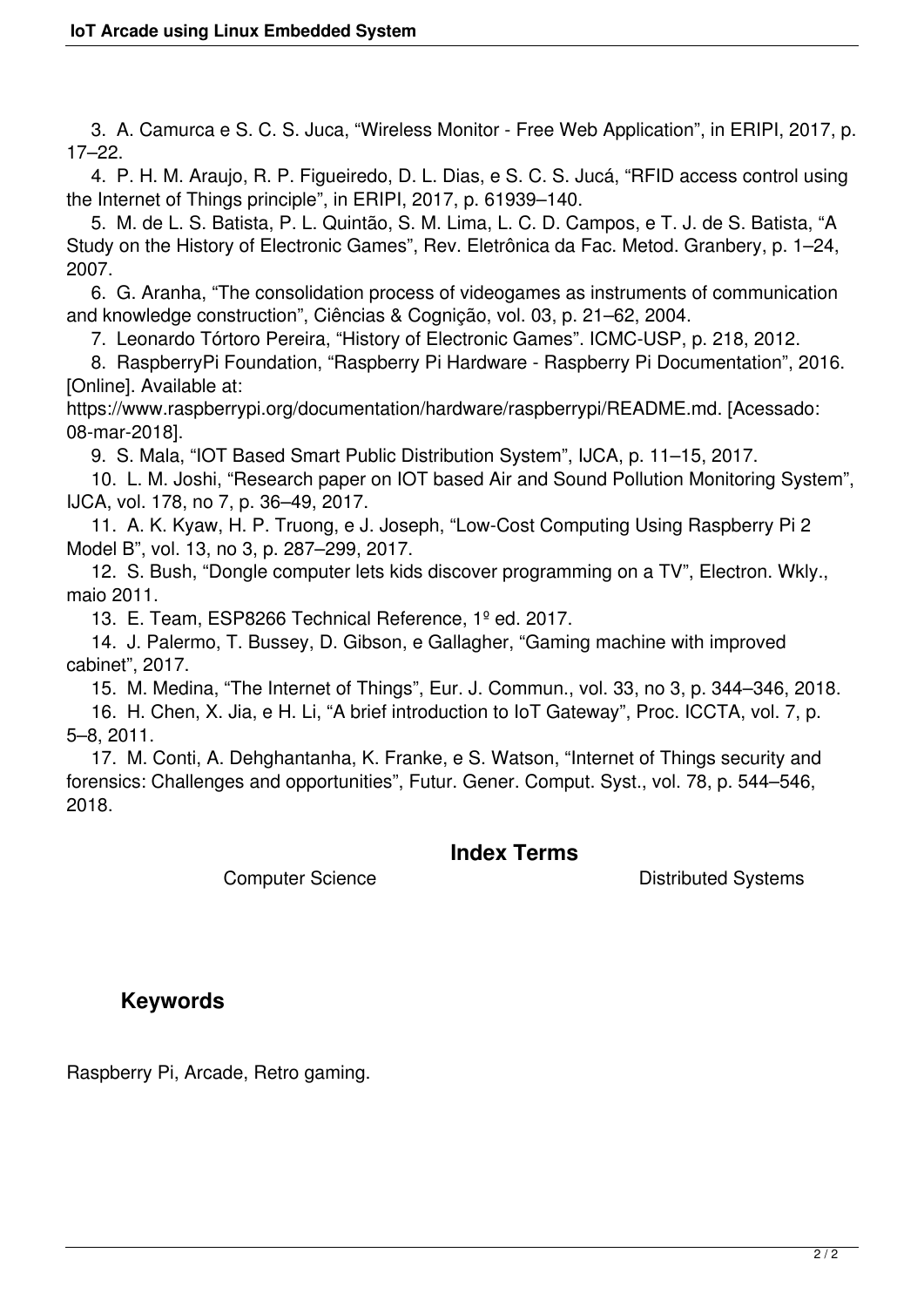3. A. Camurca e S. C. S. Juca, "Wireless Monitor - Free Web Application", in ERIPI, 2017, p. 17–22.

4. P. H. M. Araujo, R. P. Figueiredo, D. L. Dias, e S. C. S. Jucá, "RFID access control using the Internet of Things principle", in ERIPI, 2017, p. 61939–140.

5. M. de L. S. Batista, P. L. Quintão, S. M. Lima, L. C. D. Campos, e T. J. de S. Batista, "A Study on the History of Electronic Games", Rev. Eletrônica da Fac. Metod. Granbery, p. 1–24, 2007.

6. G. Aranha, "The consolidation process of videogames as instruments of communication and knowledge construction", Ciências & Cognição, vol. 03, p. 21–62, 2004.

7. Leonardo Tórtoro Pereira, "History of Electronic Games". ICMC-USP, p. 218, 2012.

8. RaspberryPi Foundation, "Raspberry Pi Hardware - Raspberry Pi Documentation", 2016. [Online]. Available at: https://www.raspberrypi.org/documentation/hardware/raspberrypi/README.md. [Acessado: 08-mar-2018].

9. S. Mala, "IOT Based Smart Public Distribution System", IJCA, p. 11–15, 2017.

10. L. M. Joshi, "Research paper on IOT based Air and Sound Pollution Monitoring System", IJCA, vol. 178, no 7, p. 36–49, 2017.

11. A. K. Kyaw, H. P. Truong, e J. Joseph, "Low-Cost Computing Using Raspberry Pi 2 Model B", vol. 13, no 3, p. 287–299, 2017.

12. S. Bush, "Dongle computer lets kids discover programming on a TV", Electron. Wkly., maio 2011.

13. E. Team, ESP8266 Technical Reference, 1º ed. 2017.

14. J. Palermo, T. Bussey, D. Gibson, e Gallagher, "Gaming machine with improved cabinet", 2017.

15. M. Medina, "The Internet of Things", Eur. J. Commun., vol. 33, no 3, p. 344–346, 2018.

16. H. Chen, X. Jia, e H. Li, "A brief introduction to IoT Gateway", Proc. ICCTA, vol. 7, p. 5–8, 2011.

17. M. Conti, A. Dehghantanha, K. Franke, e S. Watson, "Internet of Things security and forensics: Challenges and opportunities", Futur. Gener. Comput. Syst., vol. 78, p. 544–546, 2018.

## Index Terms

Computer Science

Distributed Systems

## Keywords

Raspberry Pi, Arcade, Retro gaming.